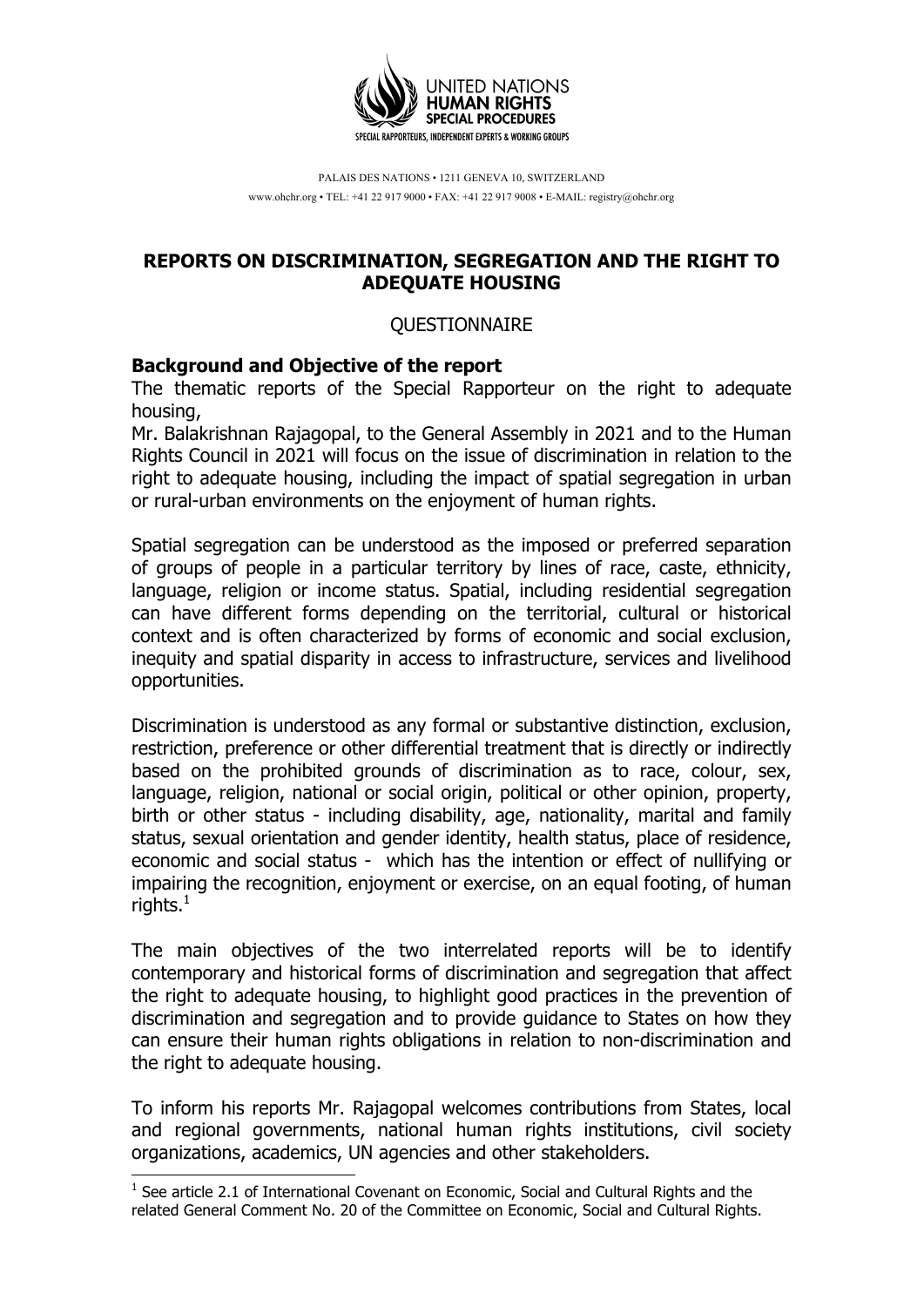UNITED NATIONS
**HUMAN RIGHTS**
**SPECIAL PROCEDURES**
SPECIAL RAPPORTEURS, INDEPENDENT EXPERTS & WORKING GROUPS

PALAIS DES NATIONS • 1211 GENEVA 10, SWITZERLAND
www.ohchr.org • TEL: +41 22 917 9000 • FAX: +41 22 917 9008 • E-MAIL: registry@ohchr.org

# REPORTS ON DISCRIMINATION, SEGREGATION AND THE RIGHT TO ADEQUATE HOUSING

QUESTIONNAIRE

## Background and Objective of the report

The thematic reports of the Special Rapporteur on the right to adequate housing,
Mr. Balakrishnan Rajagopal, to the General Assembly in 2021 and to the Human Rights Council in 2021 will focus on the issue of discrimination in relation to the right to adequate housing, including the impact of spatial segregation in urban or rural-urban environments on the enjoyment of human rights.

Spatial segregation can be understood as the imposed or preferred separation of groups of people in a particular territory by lines of race, caste, ethnicity, language, religion or income status. Spatial, including residential segregation can have different forms depending on the territorial, cultural or historical context and is often characterized by forms of economic and social exclusion, inequity and spatial disparity in access to infrastructure, services and livelihood opportunities.

Discrimination is understood as any formal or substantive distinction, exclusion, restriction, preference or other differential treatment that is directly or indirectly based on the prohibited grounds of discrimination as to race, colour, sex, language, religion, national or social origin, political or other opinion, property, birth or other status - including disability, age, nationality, marital and family status, sexual orientation and gender identity, health status, place of residence, economic and social status - which has the intention or effect of nullifying or impairing the recognition, enjoyment or exercise, on an equal footing, of human rights.[1]

The main objectives of the two interrelated reports will be to identify contemporary and historical forms of discrimination and segregation that affect the right to adequate housing, to highlight good practices in the prevention of discrimination and segregation and to provide guidance to States on how they can ensure their human rights obligations in relation to non-discrimination and the right to adequate housing.

To inform his reports Mr. Rajagopal welcomes contributions from States, local and regional governments, national human rights institutions, civil society organizations, academics, UN agencies and other stakeholders.

[1] See article 2.1 of International Covenant on Economic, Social and Cultural Rights and the related General Comment No. 20 of the Committee on Economic, Social and Cultural Rights.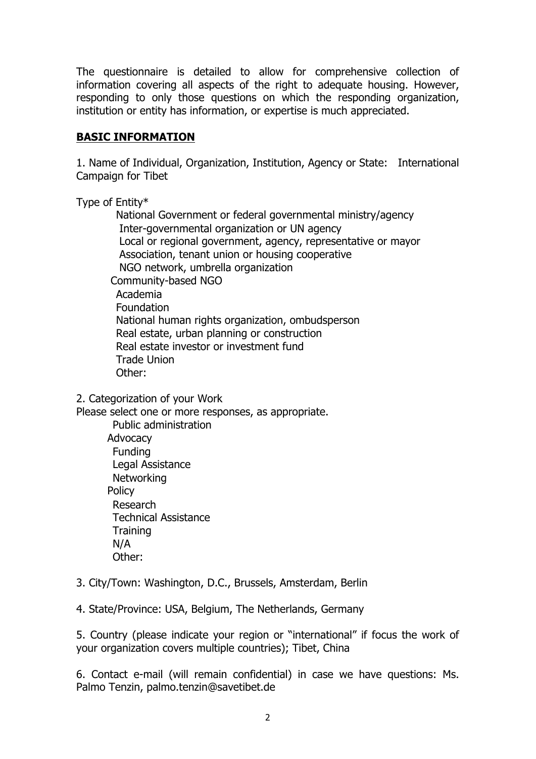The questionnaire is detailed to allow for comprehensive collection of information covering all aspects of the right to adequate housing. However, responding to only those questions on which the responding organization, institution or entity has information, or expertise is much appreciated.

## **BASIC INFORMATION**

1. Name of Individual, Organization, Institution, Agency or State: International Campaign for Tibet

Type of Entity*

- National Government or federal governmental ministry/agency
- Inter-governmental organization or UN agency
- Local or regional government, agency, representative or mayor
- Association, tenant union or housing cooperative
- NGO network, umbrella organization
- Community-based NGO
- Academia
- Foundation
- National human rights organization, ombudsperson
- Real estate, urban planning or construction
- Real estate investor or investment fund
- Trade Union
- Other:

2. Categorization of your Work

Please select one or more responses, as appropriate.

- Public administration
- Advocacy
- Funding
- Legal Assistance
- Networking
- Policy
- Research
- Technical Assistance
- Training
- N/A
- Other:

3. City/Town: Washington, D.C., Brussels, Amsterdam, Berlin

4. State/Province: USA, Belgium, The Netherlands, Germany

5. Country (please indicate your region or "international" if focus the work of your organization covers multiple countries); Tibet, China

6. Contact e-mail (will remain confidential) in case we have questions: Ms. Palmo Tenzin, palmo.tenzin@savetibet.de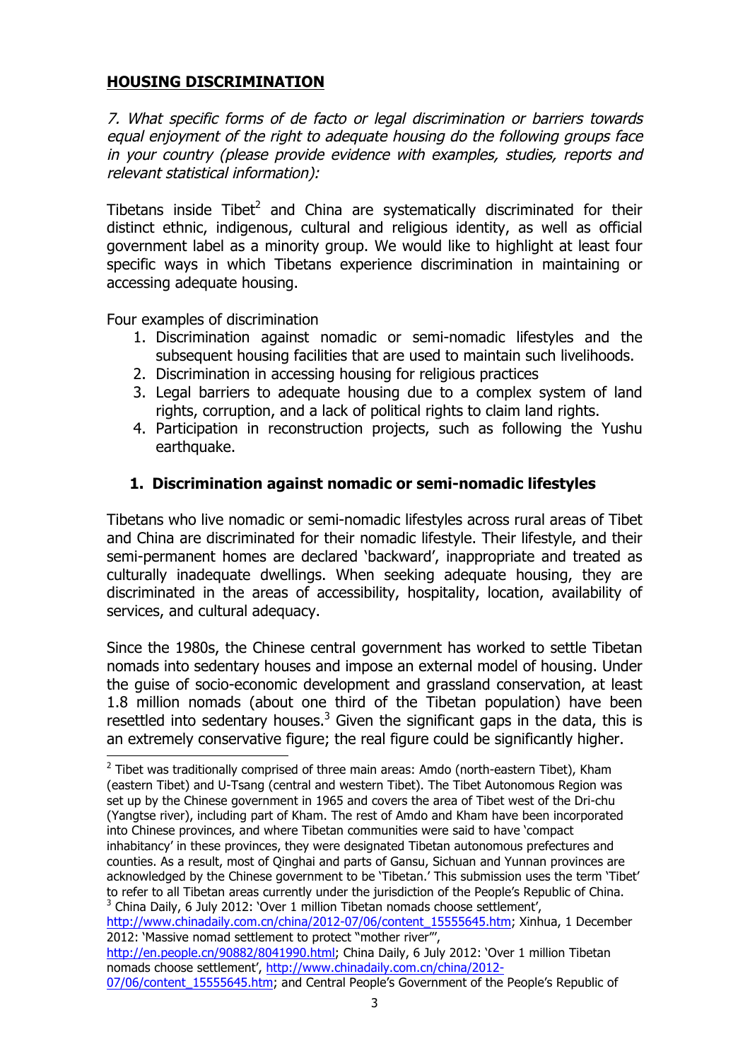## HOUSING DISCRIMINATION

*7. What specific forms of de facto or legal discrimination or barriers towards equal enjoyment of the right to adequate housing do the following groups face in your country (please provide evidence with examples, studies, reports and relevant statistical information):*

Tibetans inside Tibet[2] and China are systematically discriminated for their distinct ethnic, indigenous, cultural and religious identity, as well as official government label as a minority group. We would like to highlight at least four specific ways in which Tibetans experience discrimination in maintaining or accessing adequate housing.

Four examples of discrimination

1. Discrimination against nomadic or semi-nomadic lifestyles and the subsequent housing facilities that are used to maintain such livelihoods.
2. Discrimination in accessing housing for religious practices
3. Legal barriers to adequate housing due to a complex system of land rights, corruption, and a lack of political rights to claim land rights.
4. Participation in reconstruction projects, such as following the Yushu earthquake.

### 1. Discrimination against nomadic or semi-nomadic lifestyles

Tibetans who live nomadic or semi-nomadic lifestyles across rural areas of Tibet and China are discriminated for their nomadic lifestyle. Their lifestyle, and their semi-permanent homes are declared 'backward', inappropriate and treated as culturally inadequate dwellings. When seeking adequate housing, they are discriminated in the areas of accessibility, hospitality, location, availability of services, and cultural adequacy.

Since the 1980s, the Chinese central government has worked to settle Tibetan nomads into sedentary houses and impose an external model of housing. Under the guise of socio-economic development and grassland conservation, at least 1.8 million nomads (about one third of the Tibetan population) have been resettled into sedentary houses.[3] Given the significant gaps in the data, this is an extremely conservative figure; the real figure could be significantly higher.

---

[2] Tibet was traditionally comprised of three main areas: Amdo (north-eastern Tibet), Kham (eastern Tibet) and U-Tsang (central and western Tibet). The Tibet Autonomous Region was set up by the Chinese government in 1965 and covers the area of Tibet west of the Dri-chu (Yangtse river), including part of Kham. The rest of Amdo and Kham have been incorporated into Chinese provinces, and where Tibetan communities were said to have 'compact inhabitancy' in these provinces, they were designated Tibetan autonomous prefectures and counties. As a result, most of Qinghai and parts of Gansu, Sichuan and Yunnan provinces are acknowledged by the Chinese government to be 'Tibetan.' This submission uses the term 'Tibet' to refer to all Tibetan areas currently under the jurisdiction of the People's Republic of China.

[3] China Daily, 6 July 2012: 'Over 1 million Tibetan nomads choose settlement', http://www.chinadaily.com.cn/china/2012-07/06/content_15555645.htm; Xinhua, 1 December 2012: 'Massive nomad settlement to protect "mother river"', http://en.people.cn/90882/8041990.html; China Daily, 6 July 2012: 'Over 1 million Tibetan nomads choose settlement', http://www.chinadaily.com.cn/china/2012-07/06/content_15555645.htm; and Central People's Government of the People's Republic of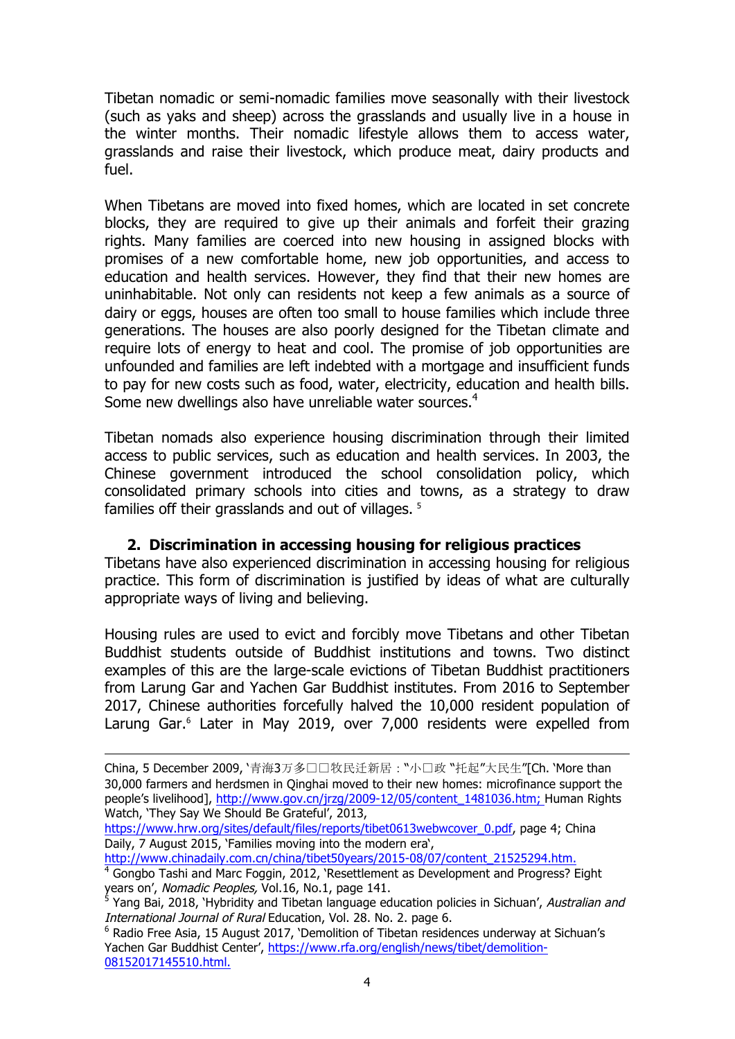Tibetan nomadic or semi-nomadic families move seasonally with their livestock (such as yaks and sheep) across the grasslands and usually live in a house in the winter months. Their nomadic lifestyle allows them to access water, grasslands and raise their livestock, which produce meat, dairy products and fuel.

When Tibetans are moved into fixed homes, which are located in set concrete blocks, they are required to give up their animals and forfeit their grazing rights. Many families are coerced into new housing in assigned blocks with promises of a new comfortable home, new job opportunities, and access to education and health services. However, they find that their new homes are uninhabitable. Not only can residents not keep a few animals as a source of dairy or eggs, houses are often too small to house families which include three generations. The houses are also poorly designed for the Tibetan climate and require lots of energy to heat and cool. The promise of job opportunities are unfounded and families are left indebted with a mortgage and insufficient funds to pay for new costs such as food, water, electricity, education and health bills. Some new dwellings also have unreliable water sources.[4]

Tibetan nomads also experience housing discrimination through their limited access to public services, such as education and health services. In 2003, the Chinese government introduced the school consolidation policy, which consolidated primary schools into cities and towns, as a strategy to draw families off their grasslands and out of villages. [5]

## 2. Discrimination in accessing housing for religious practices

Tibetans have also experienced discrimination in accessing housing for religious practice. This form of discrimination is justified by ideas of what are culturally appropriate ways of living and believing.

Housing rules are used to evict and forcibly move Tibetans and other Tibetan Buddhist students outside of Buddhist institutions and towns. Two distinct examples of this are the large-scale evictions of Tibetan Buddhist practitioners from Larung Gar and Yachen Gar Buddhist institutes. From 2016 to September 2017, Chinese authorities forcefully halved the 10,000 resident population of Larung Gar.[6] Later in May 2019, over 7,000 residents were expelled from

---

China, 5 December 2009, '青海3万多□□牧民迁新居："小□政"托起"大民生"[Ch. 'More than 30,000 farmers and herdsmen in Qinghai moved to their new homes: microfinance support the people's livelihood], http://www.gov.cn/jrzg/2009-12/05/content_1481036.htm; Human Rights Watch, 'They Say We Should Be Grateful', 2013, https://www.hrw.org/sites/default/files/reports/tibet0613webwcover_0.pdf, page 4; China Daily, 7 August 2015, 'Families moving into the modern era', http://www.chinadaily.com.cn/china/tibet50years/2015-08/07/content_21525294.htm.

[4] Gongbo Tashi and Marc Foggin, 2012, 'Resettlement as Development and Progress? Eight years on', *Nomadic Peoples,* Vol.16, No.1, page 141.

[5] Yang Bai, 2018, 'Hybridity and Tibetan language education policies in Sichuan', *Australian and International Journal of Rural* Education, Vol. 28. No. 2. page 6.

[6] Radio Free Asia, 15 August 2017, 'Demolition of Tibetan residences underway at Sichuan's Yachen Gar Buddhist Center', https://www.rfa.org/english/news/tibet/demolition-08152017145510.html.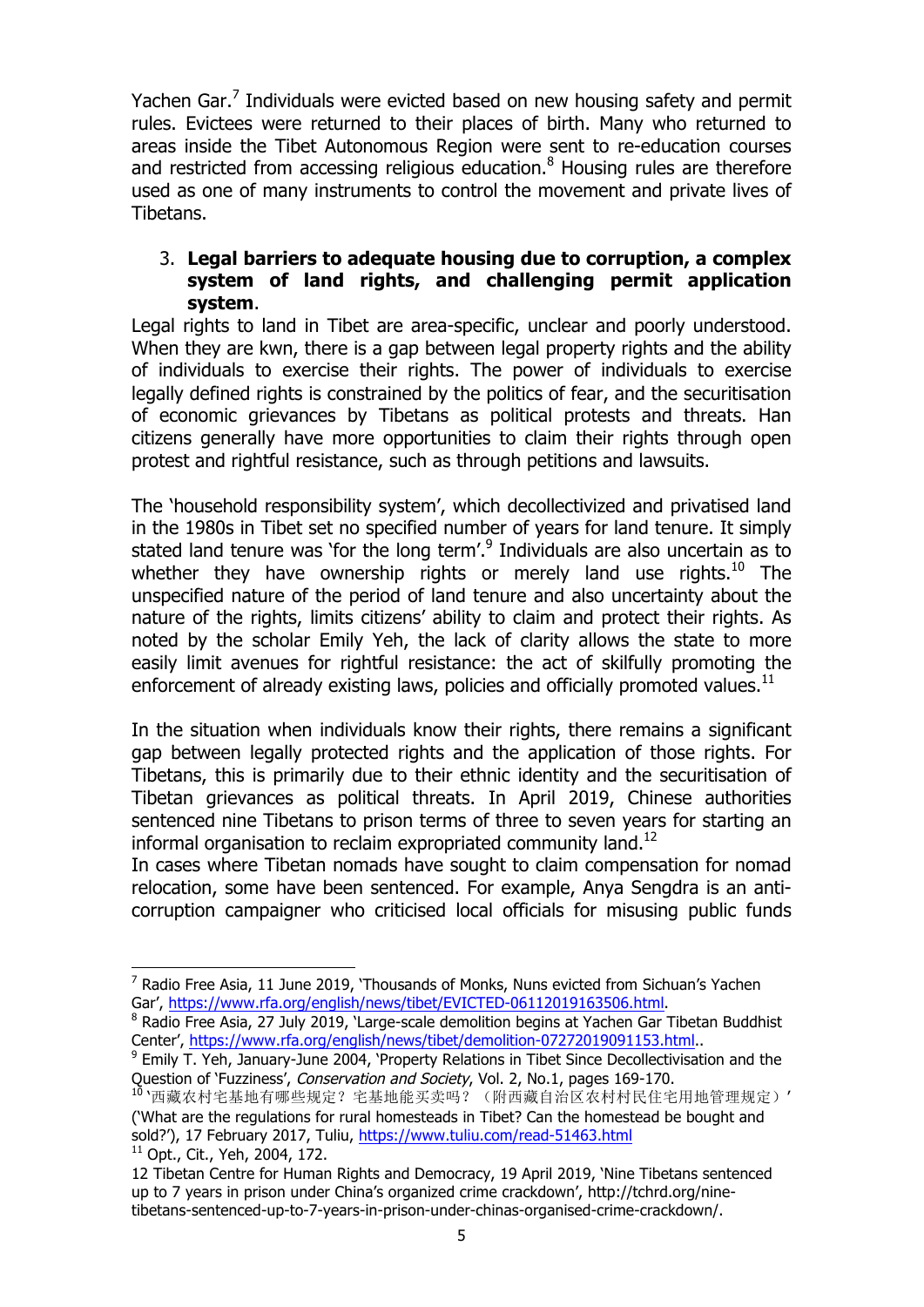Yachen Gar.[7] Individuals were evicted based on new housing safety and permit rules. Evictees were returned to their places of birth. Many who returned to areas inside the Tibet Autonomous Region were sent to re-education courses and restricted from accessing religious education.[8] Housing rules are therefore used as one of many instruments to control the movement and private lives of Tibetans.

3. **Legal barriers to adequate housing due to corruption, a complex system of land rights, and challenging permit application system**.

Legal rights to land in Tibet are area-specific, unclear and poorly understood. When they are kwn, there is a gap between legal property rights and the ability of individuals to exercise their rights. The power of individuals to exercise legally defined rights is constrained by the politics of fear, and the securitisation of economic grievances by Tibetans as political protests and threats. Han citizens generally have more opportunities to claim their rights through open protest and rightful resistance, such as through petitions and lawsuits.

The 'household responsibility system', which decollectivized and privatised land in the 1980s in Tibet set no specified number of years for land tenure. It simply stated land tenure was 'for the long term'.[9] Individuals are also uncertain as to whether they have ownership rights or merely land use rights.[10] The unspecified nature of the period of land tenure and also uncertainty about the nature of the rights, limits citizens' ability to claim and protect their rights. As noted by the scholar Emily Yeh, the lack of clarity allows the state to more easily limit avenues for rightful resistance: the act of skilfully promoting the enforcement of already existing laws, policies and officially promoted values.[11]

In the situation when individuals know their rights, there remains a significant gap between legally protected rights and the application of those rights. For Tibetans, this is primarily due to their ethnic identity and the securitisation of Tibetan grievances as political threats. In April 2019, Chinese authorities sentenced nine Tibetans to prison terms of three to seven years for starting an informal organisation to reclaim expropriated community land.[12]

In cases where Tibetan nomads have sought to claim compensation for nomad relocation, some have been sentenced. For example, Anya Sengdra is an anti-corruption campaigner who criticised local officials for misusing public funds

---

[7] Radio Free Asia, 11 June 2019, 'Thousands of Monks, Nuns evicted from Sichuan's Yachen Gar', https://www.rfa.org/english/news/tibet/EVICTED-06112019163506.html.

[8] Radio Free Asia, 27 July 2019, 'Large-scale demolition begins at Yachen Gar Tibetan Buddhist Center', https://www.rfa.org/english/news/tibet/demolition-07272019091153.html..

[9] Emily T. Yeh, January-June 2004, 'Property Relations in Tibet Since Decollectivisation and the Question of 'Fuzziness', *Conservation and Society*, Vol. 2, No.1, pages 169-170.

[10] '西藏农村宅基地有哪些规定？宅基地能买卖吗？（附西藏自治区农村村民住宅用地管理规定）' ('What are the regulations for rural homesteads in Tibet? Can the homestead be bought and sold?'), 17 February 2017, Tuliu, https://www.tuliu.com/read-51463.html

[11] Opt., Cit., Yeh, 2004, 172.

[12] Tibetan Centre for Human Rights and Democracy, 19 April 2019, 'Nine Tibetans sentenced up to 7 years in prison under China's organized crime crackdown', http://tchrd.org/nine-tibetans-sentenced-up-to-7-years-in-prison-under-chinas-organised-crime-crackdown/.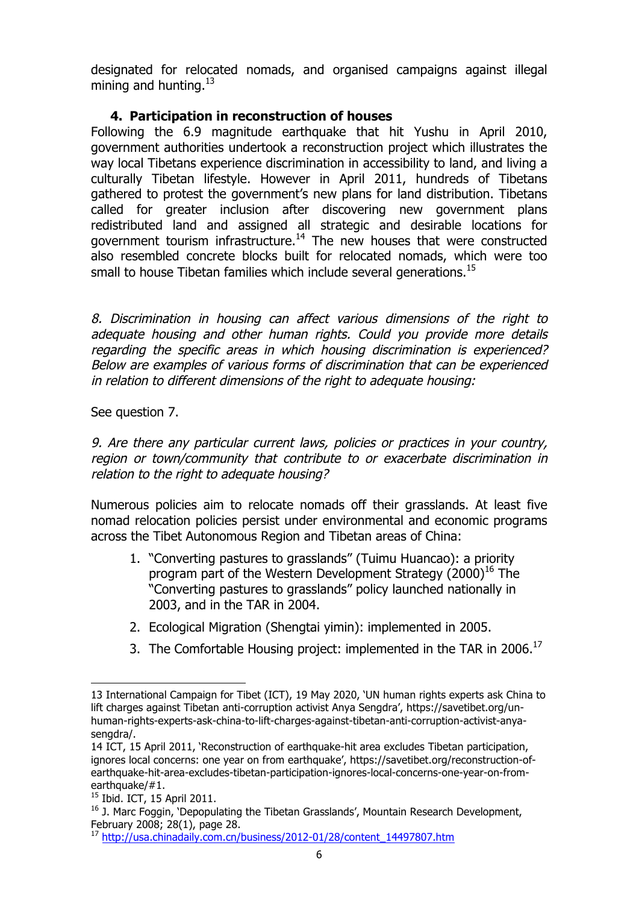designated for relocated nomads, and organised campaigns against illegal mining and hunting.[13]

### 4. Participation in reconstruction of houses

Following the 6.9 magnitude earthquake that hit Yushu in April 2010, government authorities undertook a reconstruction project which illustrates the way local Tibetans experience discrimination in accessibility to land, and living a culturally Tibetan lifestyle. However in April 2011, hundreds of Tibetans gathered to protest the government's new plans for land distribution. Tibetans called for greater inclusion after discovering new government plans redistributed land and assigned all strategic and desirable locations for government tourism infrastructure.[14] The new houses that were constructed also resembled concrete blocks built for relocated nomads, which were too small to house Tibetan families which include several generations.[15]

*8. Discrimination in housing can affect various dimensions of the right to adequate housing and other human rights. Could you provide more details regarding the specific areas in which housing discrimination is experienced? Below are examples of various forms of discrimination that can be experienced in relation to different dimensions of the right to adequate housing:*

See question 7.

*9. Are there any particular current laws, policies or practices in your country, region or town/community that contribute to or exacerbate discrimination in relation to the right to adequate housing?*

Numerous policies aim to relocate nomads off their grasslands. At least five nomad relocation policies persist under environmental and economic programs across the Tibet Autonomous Region and Tibetan areas of China:

1. "Converting pastures to grasslands" (Tuimu Huancao): a priority program part of the Western Development Strategy (2000)[16] The "Converting pastures to grasslands" policy launched nationally in 2003, and in the TAR in 2004.
2. Ecological Migration (Shengtai yimin): implemented in 2005.
3. The Comfortable Housing project: implemented in the TAR in 2006.[17]

---

13 International Campaign for Tibet (ICT), 19 May 2020, 'UN human rights experts ask China to lift charges against Tibetan anti-corruption activist Anya Sengdra', https://savetibet.org/un-human-rights-experts-ask-china-to-lift-charges-against-tibetan-anti-corruption-activist-anya-sengdra/.

14 ICT, 15 April 2011, 'Reconstruction of earthquake-hit area excludes Tibetan participation, ignores local concerns: one year on from earthquake', https://savetibet.org/reconstruction-of-earthquake-hit-area-excludes-tibetan-participation-ignores-local-concerns-one-year-on-from-earthquake/#1.

15 Ibid. ICT, 15 April 2011.

16 J. Marc Foggin, 'Depopulating the Tibetan Grasslands', Mountain Research Development, February 2008; 28(1), page 28.

17 http://usa.chinadaily.com.cn/business/2012-01/28/content_14497807.htm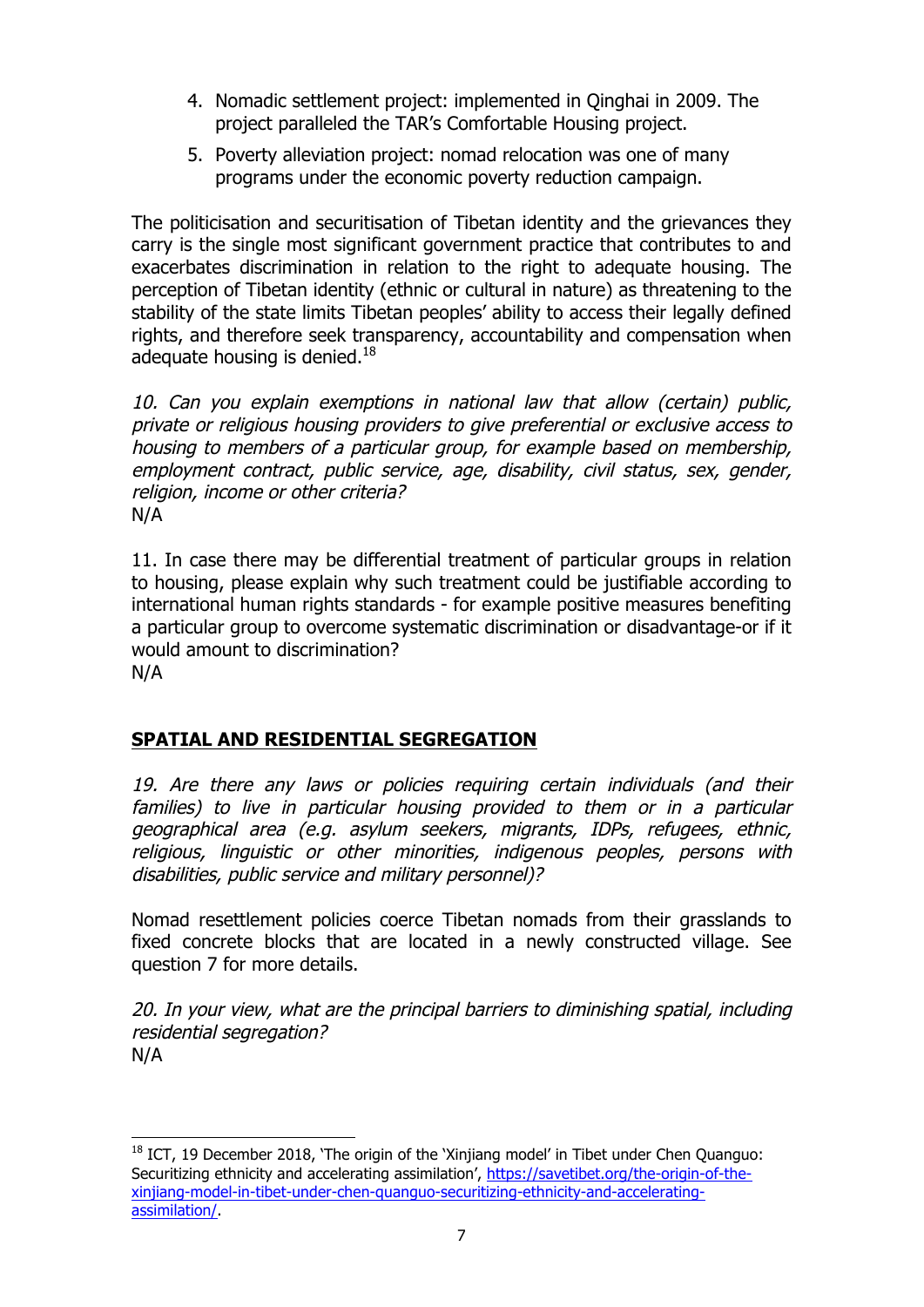4. Nomadic settlement project: implemented in Qinghai in 2009. The project paralleled the TAR's Comfortable Housing project.
5. Poverty alleviation project: nomad relocation was one of many programs under the economic poverty reduction campaign.

The politicisation and securitisation of Tibetan identity and the grievances they carry is the single most significant government practice that contributes to and exacerbates discrimination in relation to the right to adequate housing. The perception of Tibetan identity (ethnic or cultural in nature) as threatening to the stability of the state limits Tibetan peoples' ability to access their legally defined rights, and therefore seek transparency, accountability and compensation when adequate housing is denied.[18]

*10. Can you explain exemptions in national law that allow (certain) public, private or religious housing providers to give preferential or exclusive access to housing to members of a particular group, for example based on membership, employment contract, public service, age, disability, civil status, sex, gender, religion, income or other criteria?*
N/A

11. In case there may be differential treatment of particular groups in relation to housing, please explain why such treatment could be justifiable according to international human rights standards - for example positive measures benefiting a particular group to overcome systematic discrimination or disadvantage-or if it would amount to discrimination?
N/A

## SPATIAL AND RESIDENTIAL SEGREGATION

*19. Are there any laws or policies requiring certain individuals (and their families) to live in particular housing provided to them or in a particular geographical area (e.g. asylum seekers, migrants, IDPs, refugees, ethnic, religious, linguistic or other minorities, indigenous peoples, persons with disabilities, public service and military personnel)?*

Nomad resettlement policies coerce Tibetan nomads from their grasslands to fixed concrete blocks that are located in a newly constructed village. See question 7 for more details.

*20. In your view, what are the principal barriers to diminishing spatial, including residential segregation?*
N/A

---

[18] ICT, 19 December 2018, 'The origin of the 'Xinjiang model' in Tibet under Chen Quanguo: Securitizing ethnicity and accelerating assimilation', https://savetibet.org/the-origin-of-the-xinjiang-model-in-tibet-under-chen-quanguo-securitizing-ethnicity-and-accelerating-assimilation/.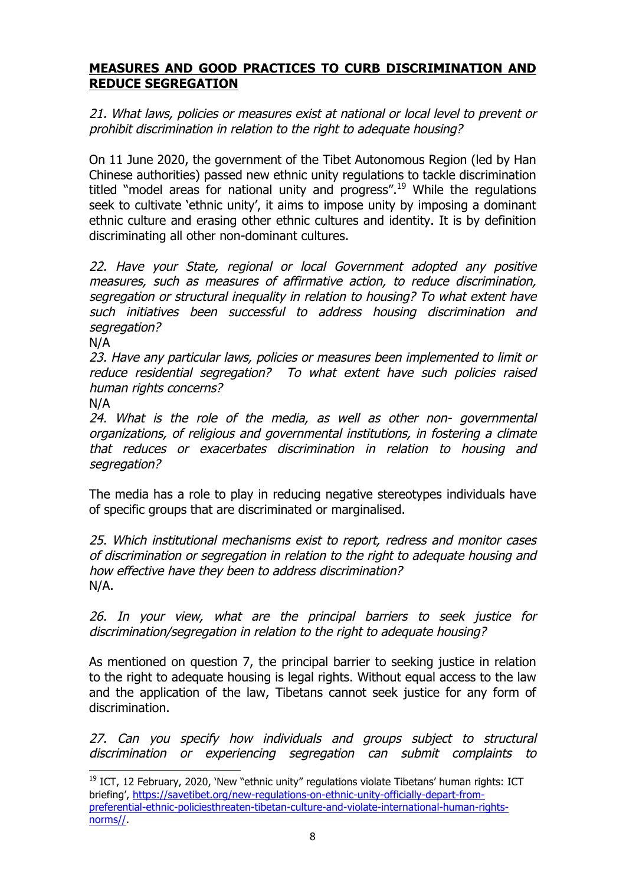## **MEASURES AND GOOD PRACTICES TO CURB DISCRIMINATION AND REDUCE SEGREGATION**

*21. What laws, policies or measures exist at national or local level to prevent or prohibit discrimination in relation to the right to adequate housing?*

On 11 June 2020, the government of the Tibet Autonomous Region (led by Han Chinese authorities) passed new ethnic unity regulations to tackle discrimination titled "model areas for national unity and progress".[19] While the regulations seek to cultivate 'ethnic unity', it aims to impose unity by imposing a dominant ethnic culture and erasing other ethnic cultures and identity. It is by definition discriminating all other non-dominant cultures.

*22. Have your State, regional or local Government adopted any positive measures, such as measures of affirmative action, to reduce discrimination, segregation or structural inequality in relation to housing? To what extent have such initiatives been successful to address housing discrimination and segregation?*

N/A

*23. Have any particular laws, policies or measures been implemented to limit or reduce residential segregation? To what extent have such policies raised human rights concerns?*

N/A

*24. What is the role of the media, as well as other non- governmental organizations, of religious and governmental institutions, in fostering a climate that reduces or exacerbates discrimination in relation to housing and segregation?*

The media has a role to play in reducing negative stereotypes individuals have of specific groups that are discriminated or marginalised.

*25. Which institutional mechanisms exist to report, redress and monitor cases of discrimination or segregation in relation to the right to adequate housing and how effective have they been to address discrimination?*

N/A.

*26. In your view, what are the principal barriers to seek justice for discrimination/segregation in relation to the right to adequate housing?*

As mentioned on question 7, the principal barrier to seeking justice in relation to the right to adequate housing is legal rights. Without equal access to the law and the application of the law, Tibetans cannot seek justice for any form of discrimination.

*27. Can you specify how individuals and groups subject to structural discrimination or experiencing segregation can submit complaints to*

---

[19] ICT, 12 February, 2020, 'New "ethnic unity" regulations violate Tibetans' human rights: ICT briefing', https://savetibet.org/new-regulations-on-ethnic-unity-officially-depart-from-preferential-ethnic-policiesthreaten-tibetan-culture-and-violate-international-human-rights-norms//.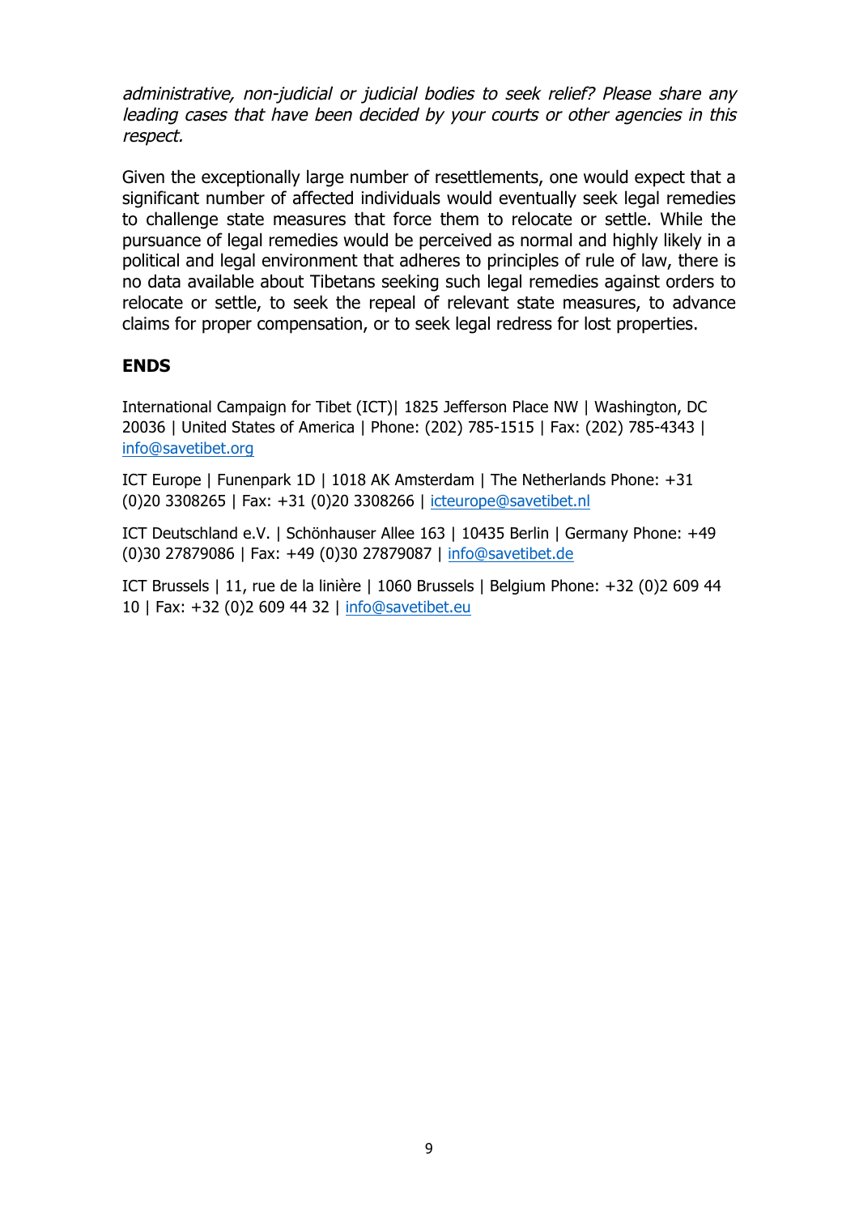*administrative, non-judicial or judicial bodies to seek relief? Please share any leading cases that have been decided by your courts or other agencies in this respect.*

Given the exceptionally large number of resettlements, one would expect that a significant number of affected individuals would eventually seek legal remedies to challenge state measures that force them to relocate or settle. While the pursuance of legal remedies would be perceived as normal and highly likely in a political and legal environment that adheres to principles of rule of law, there is no data available about Tibetans seeking such legal remedies against orders to relocate or settle, to seek the repeal of relevant state measures, to advance claims for proper compensation, or to seek legal redress for lost properties.

**ENDS**

International Campaign for Tibet (ICT)| 1825 Jefferson Place NW | Washington, DC 20036 | United States of America | Phone: (202) 785-1515 | Fax: (202) 785-4343 | info@savetibet.org

ICT Europe | Funenpark 1D | 1018 AK Amsterdam | The Netherlands Phone: +31 (0)20 3308265 | Fax: +31 (0)20 3308266 | icteurope@savetibet.nl

ICT Deutschland e.V. | Schönhauser Allee 163 | 10435 Berlin | Germany Phone: +49 (0)30 27879086 | Fax: +49 (0)30 27879087 | info@savetibet.de

ICT Brussels | 11, rue de la linière | 1060 Brussels | Belgium Phone: +32 (0)2 609 44 10 | Fax: +32 (0)2 609 44 32 | info@savetibet.eu